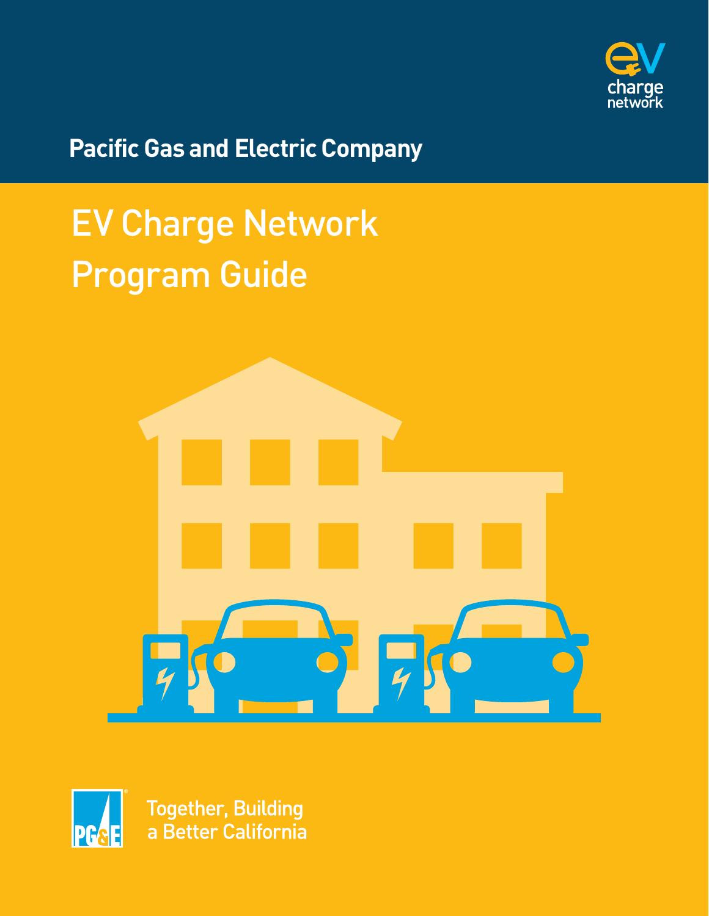ev charge network

**Pacific Gas and Electric Company**

# EV Charge Network Program Guide

PG&E

Together, Building
a Better California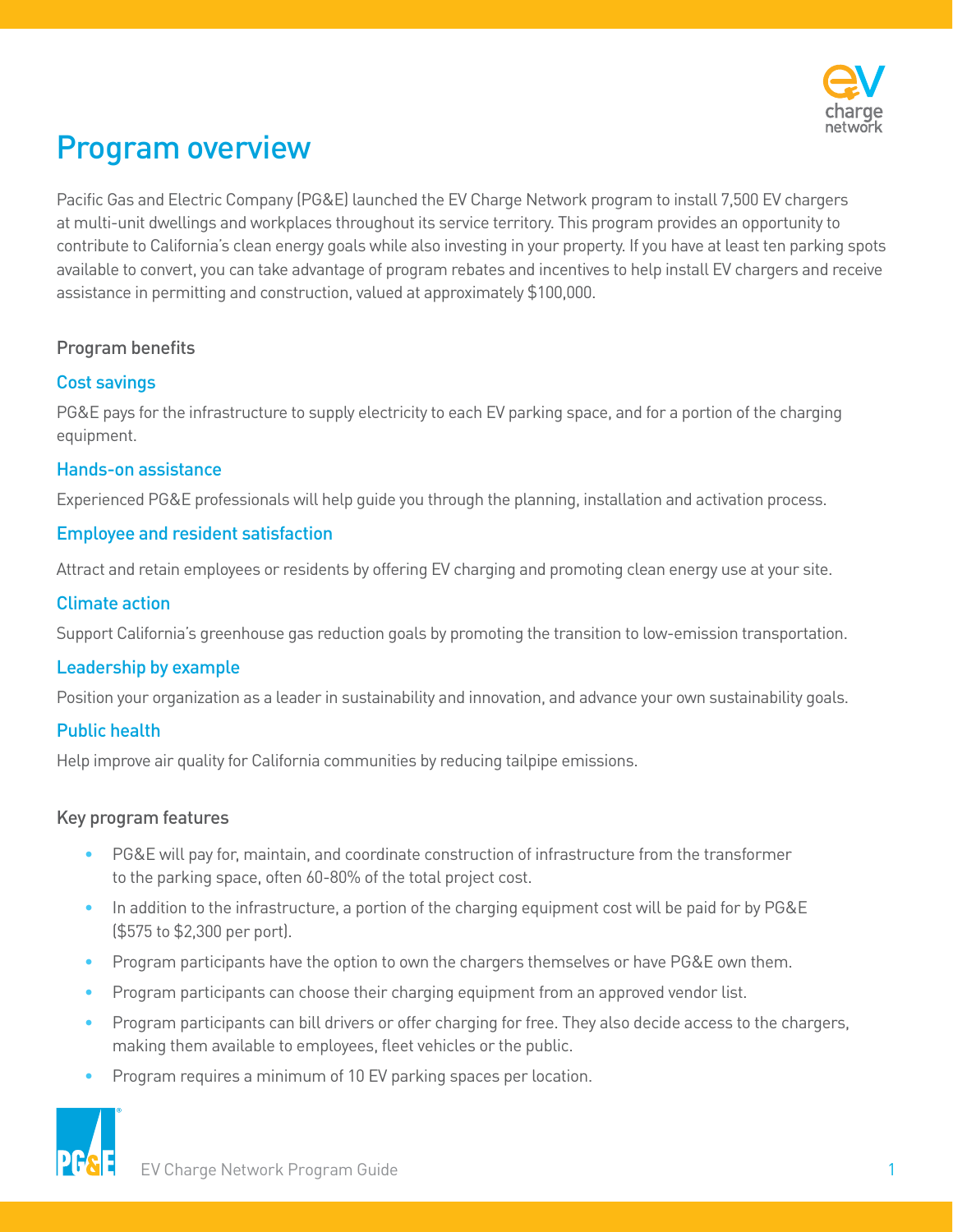# Program overview

Pacific Gas and Electric Company (PG&E) launched the EV Charge Network program to install 7,500 EV chargers at multi-unit dwellings and workplaces throughout its service territory. This program provides an opportunity to contribute to California's clean energy goals while also investing in your property. If you have at least ten parking spots available to convert, you can take advantage of program rebates and incentives to help install EV chargers and receive assistance in permitting and construction, valued at approximately $100,000.

## Program benefits

### Cost savings

PG&E pays for the infrastructure to supply electricity to each EV parking space, and for a portion of the charging equipment.

### Hands-on assistance

Experienced PG&E professionals will help guide you through the planning, installation and activation process.

### Employee and resident satisfaction

Attract and retain employees or residents by offering EV charging and promoting clean energy use at your site.

### Climate action

Support California's greenhouse gas reduction goals by promoting the transition to low-emission transportation.

### Leadership by example

Position your organization as a leader in sustainability and innovation, and advance your own sustainability goals.

### Public health

Help improve air quality for California communities by reducing tailpipe emissions.

## Key program features

- PG&E will pay for, maintain, and coordinate construction of infrastructure from the transformer to the parking space, often 60-80% of the total project cost.
- In addition to the infrastructure, a portion of the charging equipment cost will be paid for by PG&E ($575 to $2,300 per port).
- Program participants have the option to own the chargers themselves or have PG&E own them.
- Program participants can choose their charging equipment from an approved vendor list.
- Program participants can bill drivers or offer charging for free. They also decide access to the chargers, making them available to employees, fleet vehicles or the public.
- Program requires a minimum of 10 EV parking spaces per location.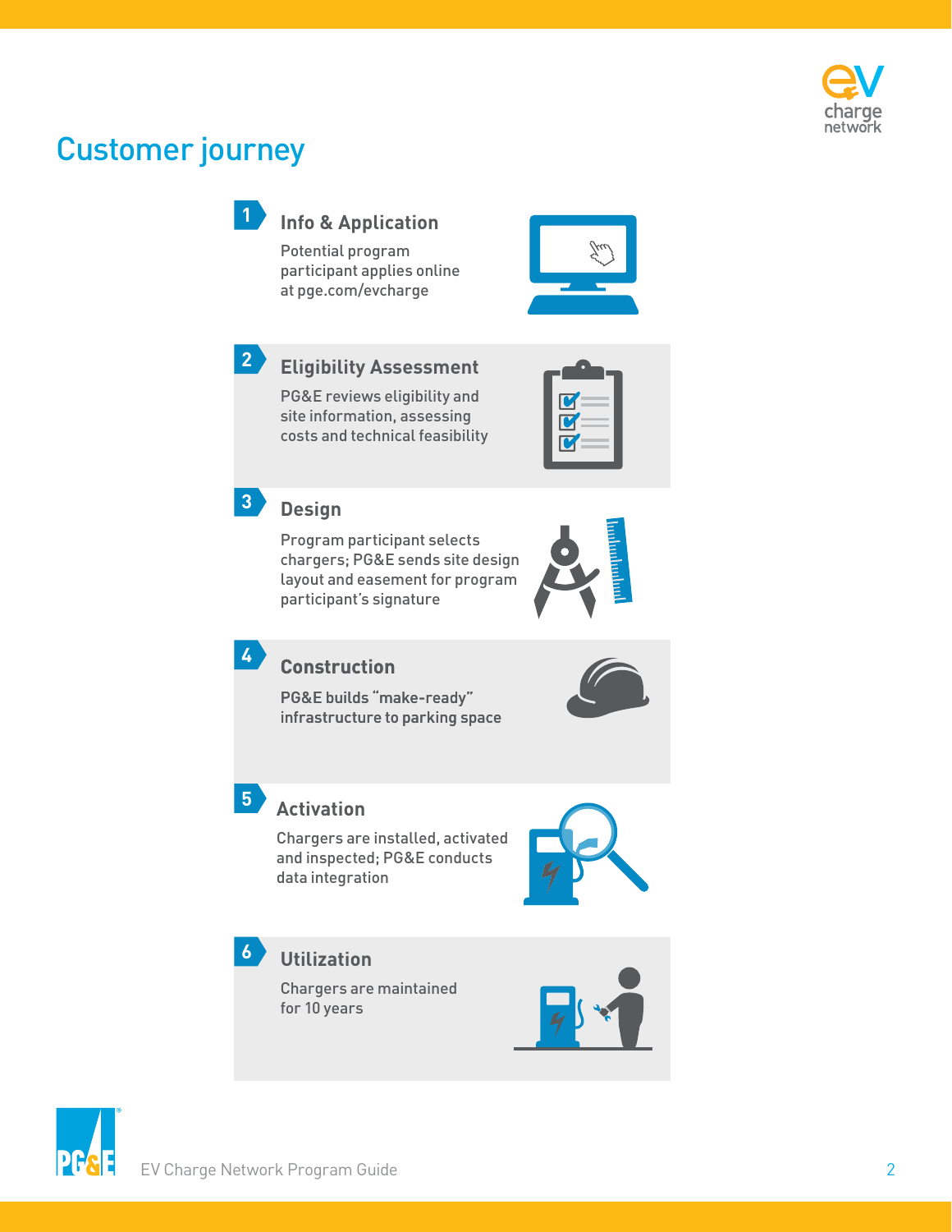# Customer journey

### 1 Info & Application

Potential program participant applies online at pge.com/evcharge

### 2 Eligibility Assessment

PG&E reviews eligibility and site information, assessing costs and technical feasibility

### 3 Design

Program participant selects chargers; PG&E sends site design layout and easement for program participant's signature

### 4 Construction

PG&E builds "make-ready" infrastructure to parking space

### 5 Activation

Chargers are installed, activated and inspected; PG&E conducts data integration

### 6 Utilization

Chargers are maintained for 10 years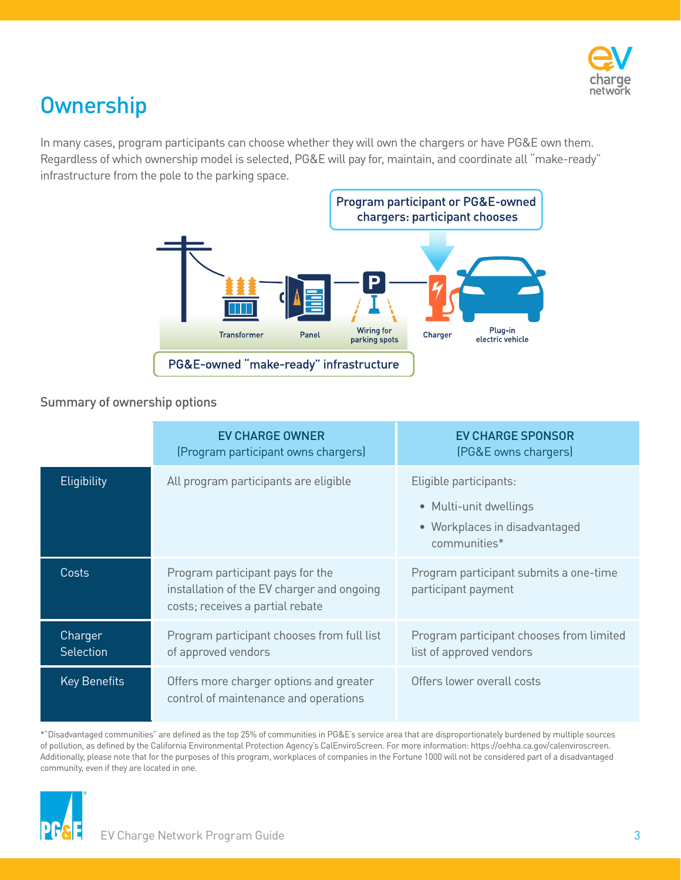## Ownership

In many cases, program participants can choose whether they will own the chargers or have PG&E own them. Regardless of which ownership model is selected, PG&E will pay for, maintain, and coordinate all "make-ready" infrastructure from the pole to the parking space.

Program participant or PG&E-owned chargers: participant chooses

Transformer | Panel | Wiring for parking spots | Charger | Plug-in electric vehicle

PG&E-owned "make-ready" infrastructure

Summary of ownership options

| | EV CHARGE OWNER (Program participant owns chargers) | EV CHARGE SPONSOR (PG&E owns chargers) |
|---|---|---|
| Eligibility | All program participants are eligible | Eligible participants:<br>• Multi-unit dwellings<br>• Workplaces in disadvantaged communities* |
| Costs | Program participant pays for the installation of the EV charger and ongoing costs; receives a partial rebate | Program participant submits a one-time participant payment |
| Charger Selection | Program participant chooses from full list of approved vendors | Program participant chooses from limited list of approved vendors |
| Key Benefits | Offers more charger options and greater control of maintenance and operations | Offers lower overall costs |

*"Disadvantaged communities" are defined as the top 25% of communities in PG&E's service area that are disproportionately burdened by multiple sources of pollution, as defined by the California Environmental Protection Agency's CalEnviroScreen. For more information: https://oehha.ca.gov/calenviroscreen. Additionally, please note that for the purposes of this program, workplaces of companies in the Fortune 1000 will not be considered part of a disadvantaged community, even if they are located in one.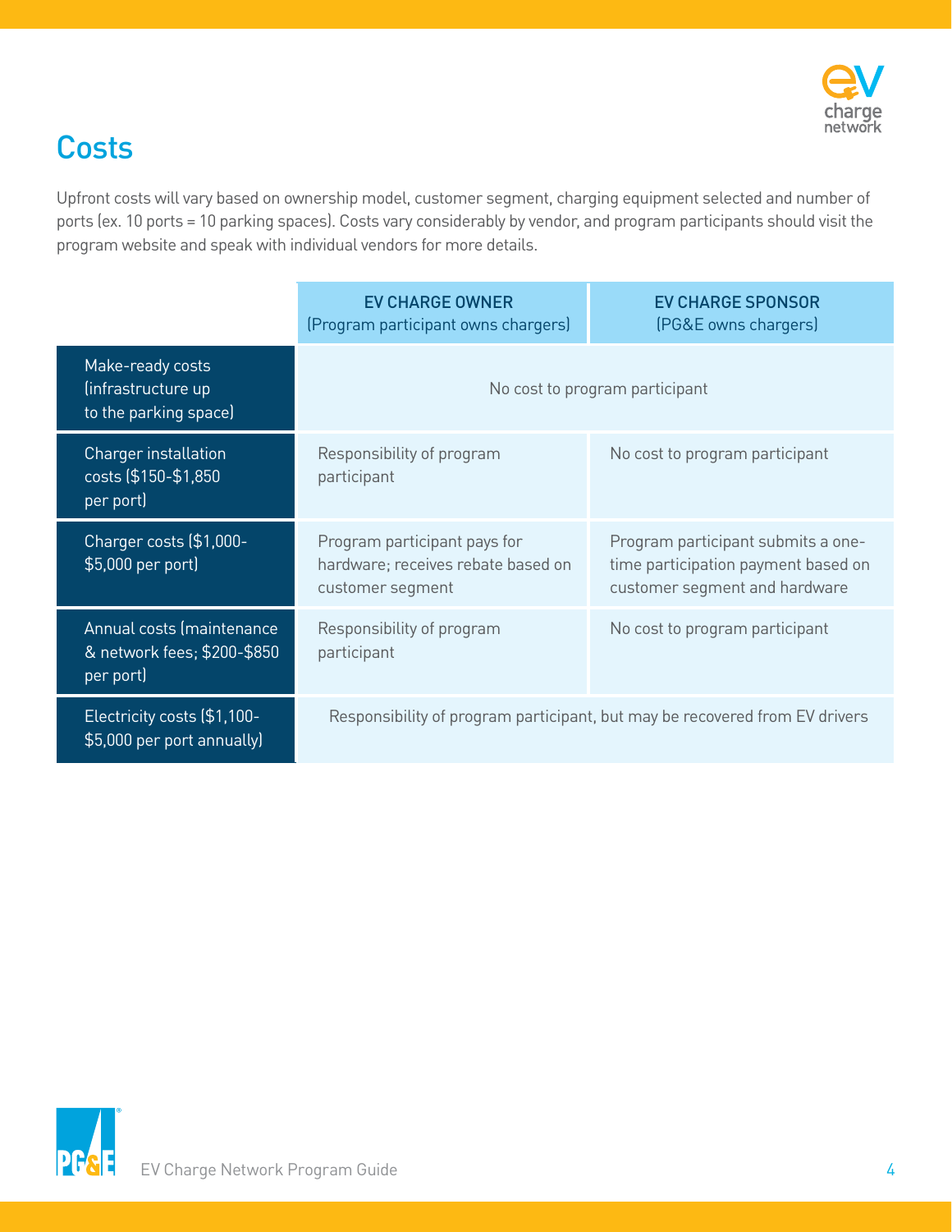# Costs

Upfront costs will vary based on ownership model, customer segment, charging equipment selected and number of ports (ex. 10 ports = 10 parking spaces). Costs vary considerably by vendor, and program participants should visit the program website and speak with individual vendors for more details.

| | EV CHARGE OWNER (Program participant owns chargers) | EV CHARGE SPONSOR (PG&E owns chargers) |
|---|---|---|
| Make-ready costs (infrastructure up to the parking space) | No cost to program participant | |
| Charger installation costs ($150-$1,850 per port) | Responsibility of program participant | No cost to program participant |
| Charger costs ($1,000-$5,000 per port) | Program participant pays for hardware; receives rebate based on customer segment | Program participant submits a one-time participation payment based on customer segment and hardware |
| Annual costs (maintenance & network fees; $200-$850 per port) | Responsibility of program participant | No cost to program participant |
| Electricity costs ($1,100-$5,000 per port annually) | Responsibility of program participant, but may be recovered from EV drivers | |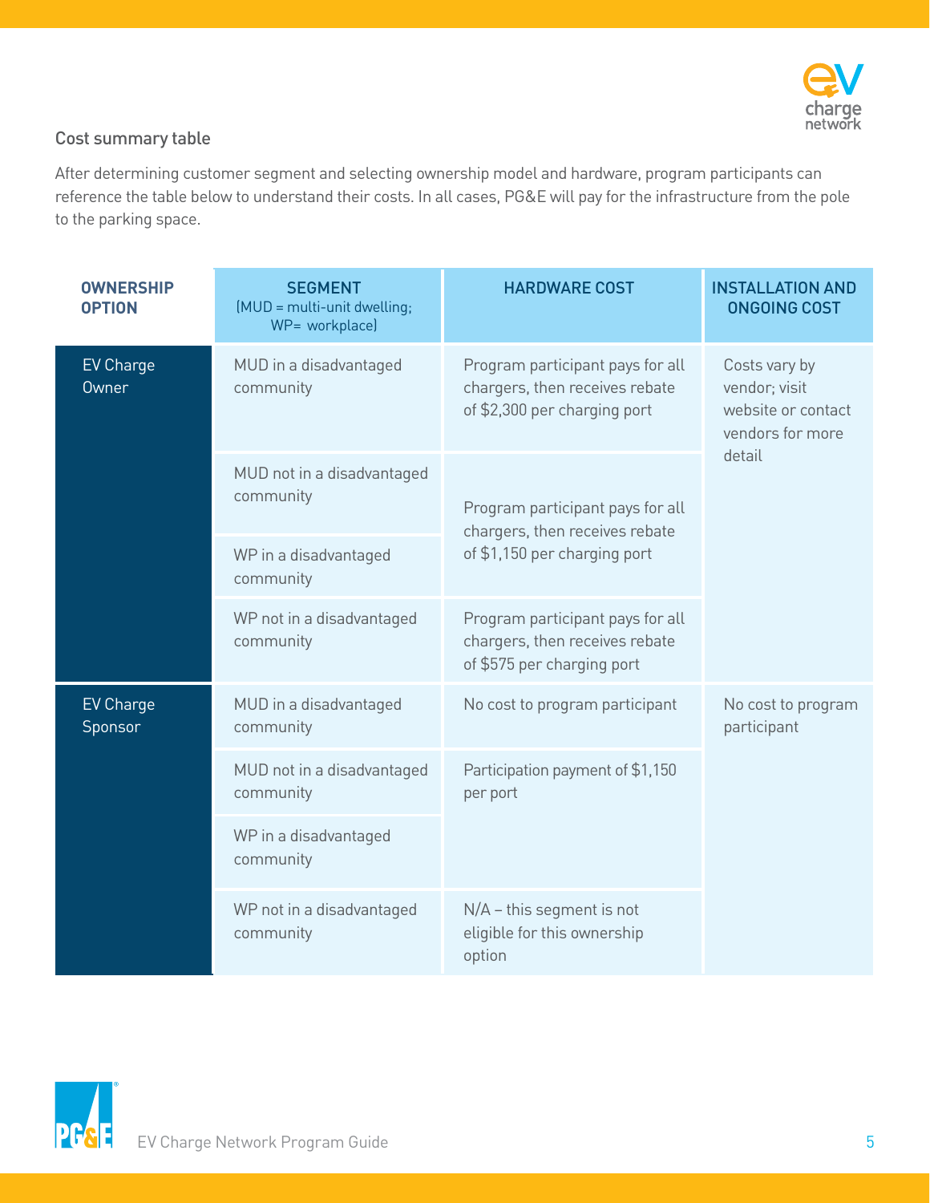### Cost summary table

After determining customer segment and selecting ownership model and hardware, program participants can reference the table below to understand their costs. In all cases, PG&E will pay for the infrastructure from the pole to the parking space.

| OWNERSHIP OPTION | SEGMENT (MUD = multi-unit dwelling; WP= workplace) | HARDWARE COST | INSTALLATION AND ONGOING COST |
|---|---|---|---|
| EV Charge Owner | MUD in a disadvantaged community | Program participant pays for all chargers, then receives rebate of $2,300 per charging port | Costs vary by vendor; visit website or contact vendors for more detail |
| | MUD not in a disadvantaged community | Program participant pays for all chargers, then receives rebate of $1,150 per charging port | |
| | WP in a disadvantaged community | | |
| | WP not in a disadvantaged community | Program participant pays for all chargers, then receives rebate of $575 per charging port | |
| EV Charge Sponsor | MUD in a disadvantaged community | No cost to program participant | No cost to program participant |
| | MUD not in a disadvantaged community | Participation payment of $1,150 per port | |
| | WP in a disadvantaged community | | |
| | WP not in a disadvantaged community | N/A – this segment is not eligible for this ownership option | |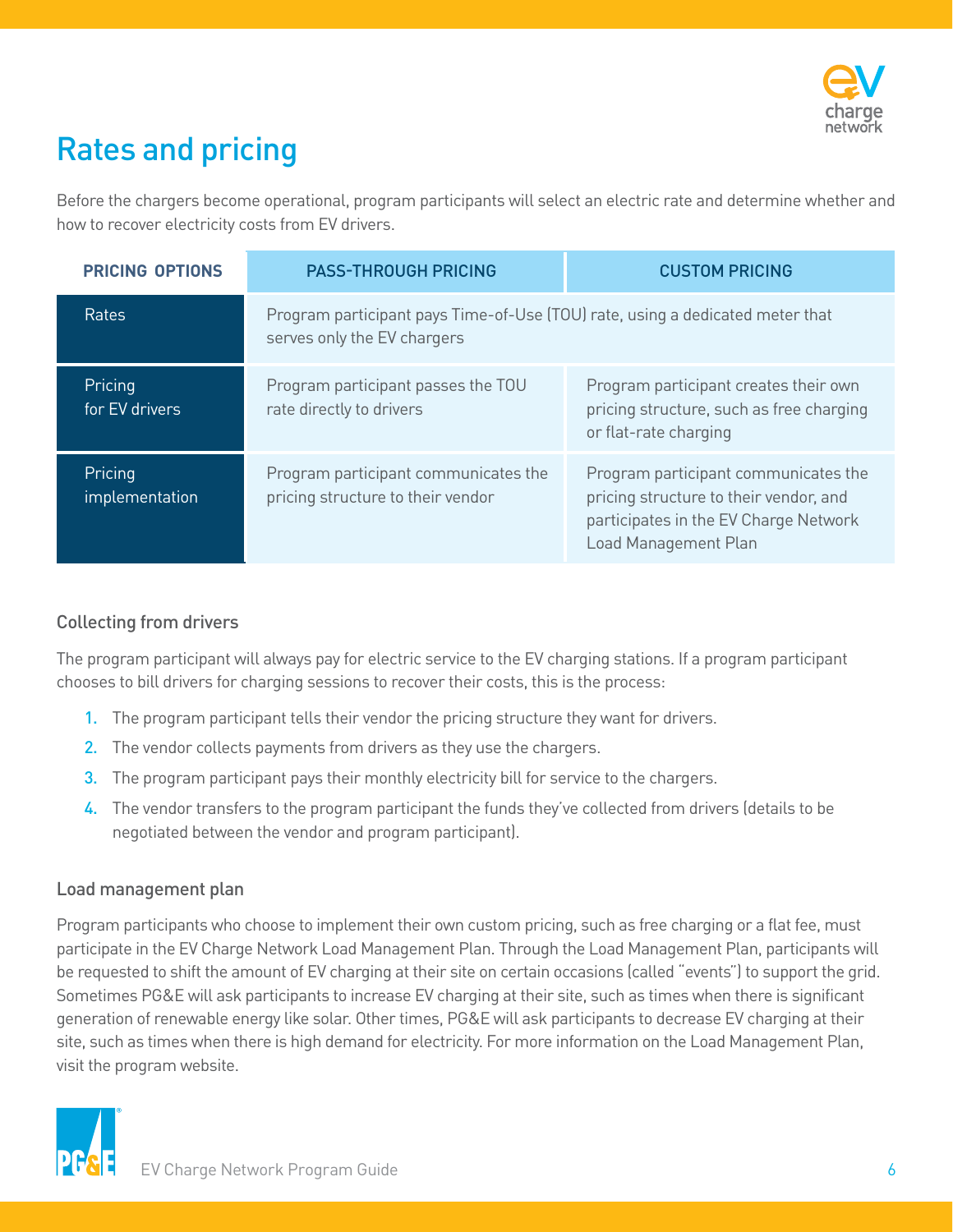# Rates and pricing

Before the chargers become operational, program participants will select an electric rate and determine whether and how to recover electricity costs from EV drivers.

| PRICING OPTIONS | PASS-THROUGH PRICING | CUSTOM PRICING |
| --- | --- | --- |
| Rates | Program participant pays Time-of-Use (TOU) rate, using a dedicated meter that serves only the EV chargers | |
| Pricing for EV drivers | Program participant passes the TOU rate directly to drivers | Program participant creates their own pricing structure, such as free charging or flat-rate charging |
| Pricing implementation | Program participant communicates the pricing structure to their vendor | Program participant communicates the pricing structure to their vendor, and participates in the EV Charge Network Load Management Plan |

### Collecting from drivers

The program participant will always pay for electric service to the EV charging stations. If a program participant chooses to bill drivers for charging sessions to recover their costs, this is the process:

1. The program participant tells their vendor the pricing structure they want for drivers.
2. The vendor collects payments from drivers as they use the chargers.
3. The program participant pays their monthly electricity bill for service to the chargers.
4. The vendor transfers to the program participant the funds they've collected from drivers (details to be negotiated between the vendor and program participant).

### Load management plan

Program participants who choose to implement their own custom pricing, such as free charging or a flat fee, must participate in the EV Charge Network Load Management Plan. Through the Load Management Plan, participants will be requested to shift the amount of EV charging at their site on certain occasions (called "events") to support the grid. Sometimes PG&E will ask participants to increase EV charging at their site, such as times when there is significant generation of renewable energy like solar. Other times, PG&E will ask participants to decrease EV charging at their site, such as times when there is high demand for electricity. For more information on the Load Management Plan, visit the program website.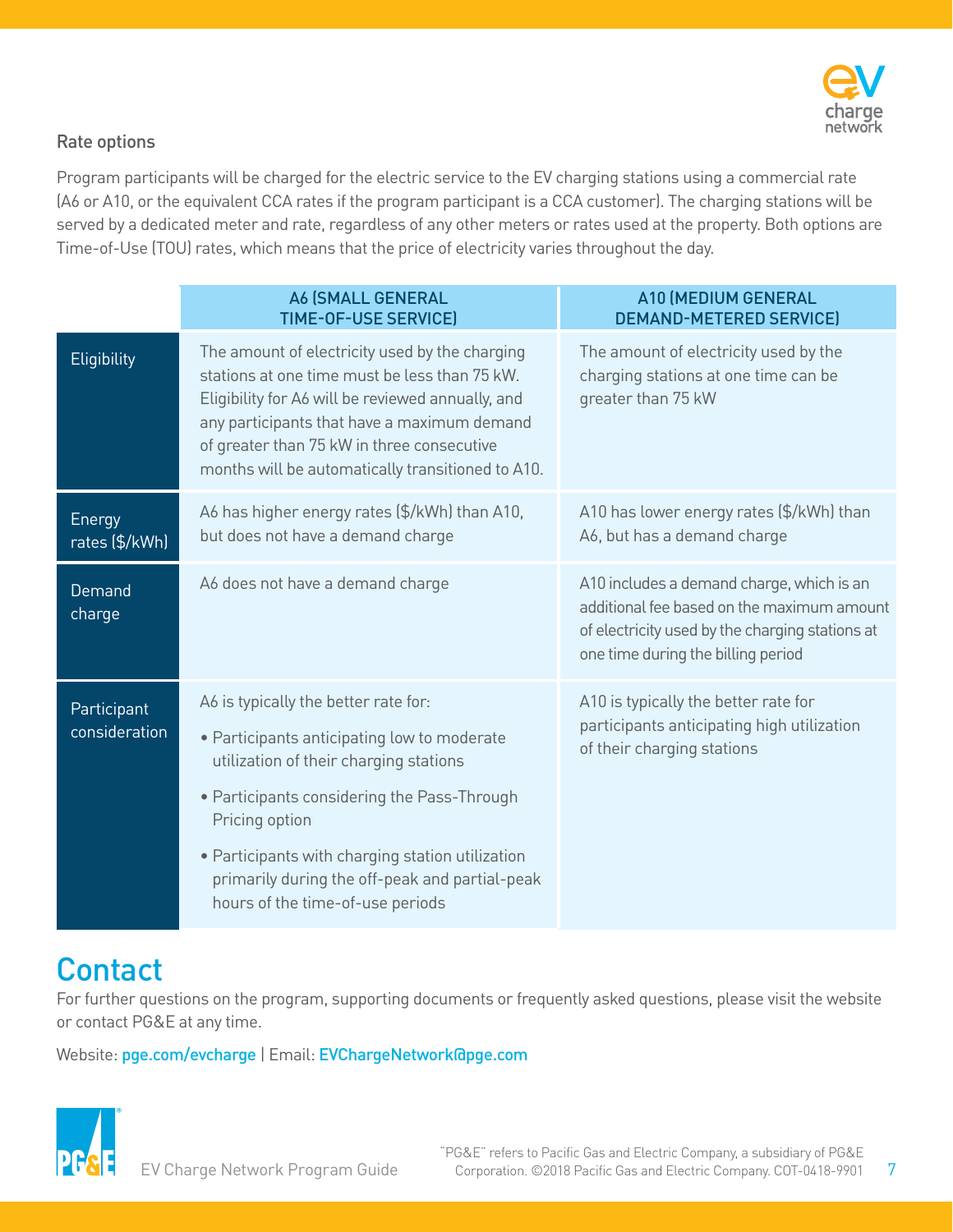## Rate options

Program participants will be charged for the electric service to the EV charging stations using a commercial rate (A6 or A10, or the equivalent CCA rates if the program participant is a CCA customer). The charging stations will be served by a dedicated meter and rate, regardless of any other meters or rates used at the property. Both options are Time-of-Use (TOU) rates, which means that the price of electricity varies throughout the day.

| | A6 (SMALL GENERAL TIME-OF-USE SERVICE) | A10 (MEDIUM GENERAL DEMAND-METERED SERVICE) |
|---|---|---|
| Eligibility | The amount of electricity used by the charging stations at one time must be less than 75 kW. Eligibility for A6 will be reviewed annually, and any participants that have a maximum demand of greater than 75 kW in three consecutive months will be automatically transitioned to A10. | The amount of electricity used by the charging stations at one time can be greater than 75 kW |
| Energy rates ($/kWh) | A6 has higher energy rates ($/kWh) than A10, but does not have a demand charge | A10 has lower energy rates ($/kWh) than A6, but has a demand charge |
| Demand charge | A6 does not have a demand charge | A10 includes a demand charge, which is an additional fee based on the maximum amount of electricity used by the charging stations at one time during the billing period |
| Participant consideration | A6 is typically the better rate for:<br>• Participants anticipating low to moderate utilization of their charging stations<br>• Participants considering the Pass-Through Pricing option<br>• Participants with charging station utilization primarily during the off-peak and partial-peak hours of the time-of-use periods | A10 is typically the better rate for participants anticipating high utilization of their charging stations |

# Contact

For further questions on the program, supporting documents or frequently asked questions, please visit the website or contact PG&E at any time.

Website: pge.com/evcharge | Email: EVChargeNetwork@pge.com

"PG&E" refers to Pacific Gas and Electric Company, a subsidiary of PG&E Corporation. ©2018 Pacific Gas and Electric Company. COT-0418-9901